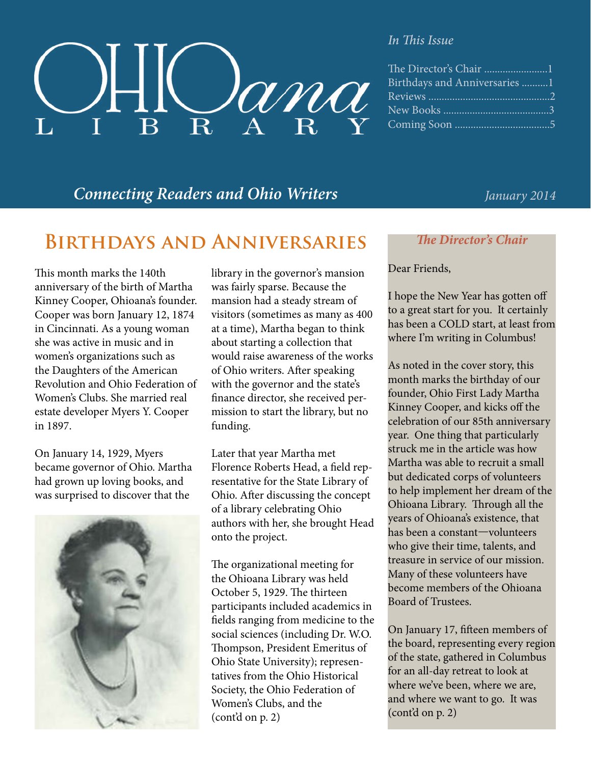# OHIOana LIBRARY

*In This Issue*

- The Director's Chair ........................1
- Birthdays and Anniversaries ..........1
- Reviews .............................................2
- New Books .......................................3
- Coming Soon ....................................5

*Connecting Readers and Ohio Writers*

*January 2014*

## Birthdays and Anniversaries

This month marks the 140th anniversary of the birth of Martha Kinney Cooper, Ohioana's founder. Cooper was born January 12, 1874 in Cincinnati. As a young woman she was active in music and in women's organizations such as the Daughters of the American Revolution and Ohio Federation of Women's Clubs. She married real estate developer Myers Y. Cooper in 1897.

On January 14, 1929, Myers became governor of Ohio. Martha had grown up loving books, and was surprised to discover that the library in the governor's mansion was fairly sparse. Because the mansion had a steady stream of visitors (sometimes as many as 400 at a time), Martha began to think about starting a collection that would raise awareness of the works of Ohio writers. After speaking with the governor and the state's finance director, she received permission to start the library, but no funding.

Later that year Martha met Florence Roberts Head, a field representative for the State Library of Ohio. After discussing the concept of a library celebrating Ohio authors with her, she brought Head onto the project.

The organizational meeting for the Ohioana Library was held October 5, 1929. The thirteen participants included academics in fields ranging from medicine to the social sciences (including Dr. W.O. Thompson, President Emeritus of Ohio State University); representatives from the Ohio Historical Society, the Ohio Federation of Women's Clubs, and the (cont'd on p. 2)

## *The Director's Chair*

Dear Friends,

I hope the New Year has gotten off to a great start for you. It certainly has been a COLD start, at least from where I'm writing in Columbus!

As noted in the cover story, this month marks the birthday of our founder, Ohio First Lady Martha Kinney Cooper, and kicks off the celebration of our 85th anniversary year. One thing that particularly struck me in the article was how Martha was able to recruit a small but dedicated corps of volunteers to help implement her dream of the Ohioana Library. Through all the years of Ohioana's existence, that has been a constant—volunteers who give their time, talents, and treasure in service of our mission. Many of these volunteers have become members of the Ohioana Board of Trustees.

On January 17, fifteen members of the board, representing every region of the state, gathered in Columbus for an all-day retreat to look at where we've been, where we are, and where we want to go. It was (cont'd on p. 2)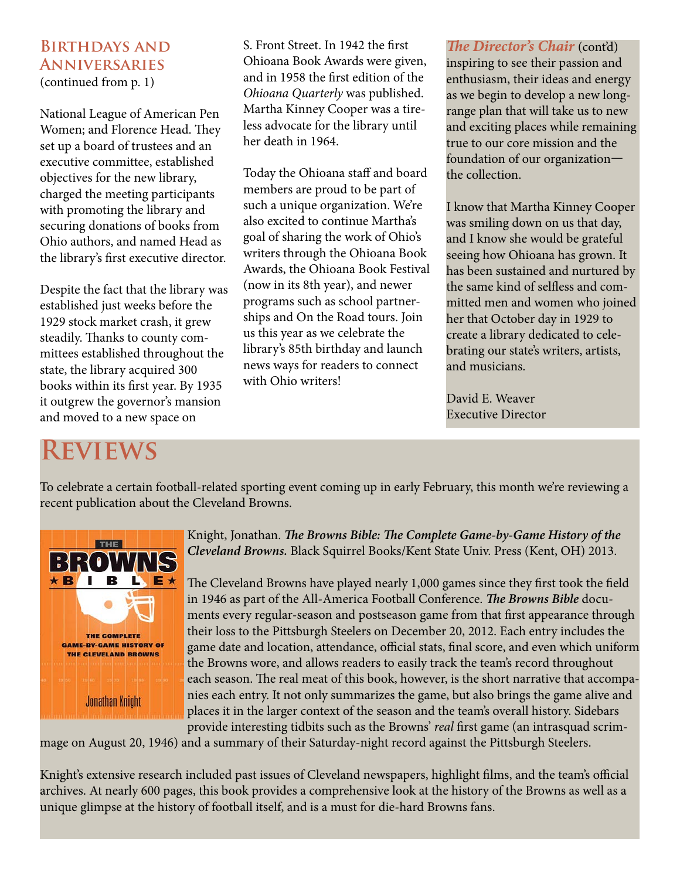## Birthdays and Anniversaries

(continued from p. 1)

National League of American Pen Women; and Florence Head. They set up a board of trustees and an executive committee, established objectives for the new library, charged the meeting participants with promoting the library and securing donations of books from Ohio authors, and named Head as the library's first executive director.

Despite the fact that the library was established just weeks before the 1929 stock market crash, it grew steadily. Thanks to county committees established throughout the state, the library acquired 300 books within its first year. By 1935 it outgrew the governor's mansion and moved to a new space on S. Front Street. In 1942 the first Ohioana Book Awards were given, and in 1958 the first edition of the *Ohioana Quarterly* was published. Martha Kinney Cooper was a tireless advocate for the library until her death in 1964.

Today the Ohioana staff and board members are proud to be part of such a unique organization. We're also excited to continue Martha's goal of sharing the work of Ohio's writers through the Ohioana Book Awards, the Ohioana Book Festival (now in its 8th year), and newer programs such as school partnerships and On the Road tours. Join us this year as we celebrate the library's 85th birthday and launch news ways for readers to connect with Ohio writers!

## *The Director's Chair* (cont'd)

inspiring to see their passion and enthusiasm, their ideas and energy as we begin to develop a new long-range plan that will take us to new and exciting places while remaining true to our core mission and the foundation of our organization—the collection.

I know that Martha Kinney Cooper was smiling down on us that day, and I know she would be grateful seeing how Ohioana has grown. It has been sustained and nurtured by the same kind of selfless and committed men and women who joined her that October day in 1929 to create a library dedicated to celebrating our state's writers, artists, and musicians.

David E. Weaver
Executive Director

# Reviews

To celebrate a certain football-related sporting event coming up in early February, this month we're reviewing a recent publication about the Cleveland Browns.

Knight, Jonathan. ***The Browns Bible: The Complete Game-by-Game History of the Cleveland Browns.*** Black Squirrel Books/Kent State Univ. Press (Kent, OH) 2013.

The Cleveland Browns have played nearly 1,000 games since they first took the field in 1946 as part of the All-America Football Conference. ***The Browns Bible*** documents every regular-season and postseason game from that first appearance through their loss to the Pittsburgh Steelers on December 20, 2012. Each entry includes the game date and location, attendance, official stats, final score, and even which uniform the Browns wore, and allows readers to easily track the team's record throughout each season. The real meat of this book, however, is the short narrative that accompanies each entry. It not only summarizes the game, but also brings the game alive and places it in the larger context of the season and the team's overall history. Sidebars provide interesting tidbits such as the Browns' *real* first game (an intrasquad scrimmage on August 20, 1946) and a summary of their Saturday-night record against the Pittsburgh Steelers.

Knight's extensive research included past issues of Cleveland newspapers, highlight films, and the team's official archives. At nearly 600 pages, this book provides a comprehensive look at the history of the Browns as well as a unique glimpse at the history of football itself, and is a must for die-hard Browns fans.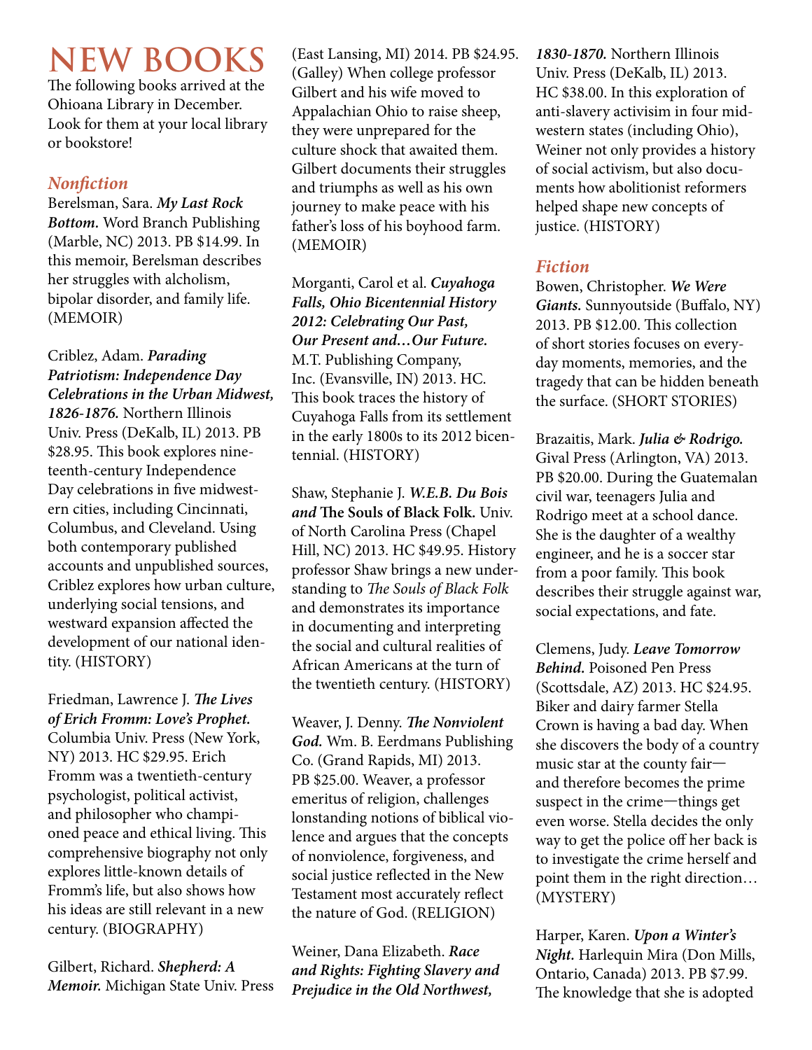# NEW BOOKS

The following books arrived at the Ohioana Library in December. Look for them at your local library or bookstore!

## *Nonfiction*

Berelsman, Sara. ***My Last Rock Bottom.*** Word Branch Publishing (Marble, NC) 2013. PB $14.99. In this memoir, Berelsman describes her struggles with alcholism, bipolar disorder, and family life. (MEMOIR)

Criblez, Adam. ***Parading Patriotism: Independence Day Celebrations in the Urban Midwest, 1826-1876.*** Northern Illinois Univ. Press (DeKalb, IL) 2013. PB $28.95. This book explores nineteenth-century Independence Day celebrations in five midwestern cities, including Cincinnati, Columbus, and Cleveland. Using both contemporary published accounts and unpublished sources, Criblez explores how urban culture, underlying social tensions, and westward expansion affected the development of our national identity. (HISTORY)

Friedman, Lawrence J. ***The Lives of Erich Fromm: Love's Prophet.*** Columbia Univ. Press (New York, NY) 2013. HC $29.95. Erich Fromm was a twentieth-century psychologist, political activist, and philosopher who championed peace and ethical living. This comprehensive biography not only explores little-known details of Fromm's life, but also shows how his ideas are still relevant in a new century. (BIOGRAPHY)

Gilbert, Richard. ***Shepherd: A Memoir.*** Michigan State Univ. Press (East Lansing, MI) 2014. PB $24.95. (Galley) When college professor Gilbert and his wife moved to Appalachian Ohio to raise sheep, they were unprepared for the culture shock that awaited them. Gilbert documents their struggles and triumphs as well as his own journey to make peace with his father's loss of his boyhood farm. (MEMOIR)

Morganti, Carol et al. ***Cuyahoga Falls, Ohio Bicentennial History 2012: Celebrating Our Past, Our Present and…Our Future.*** M.T. Publishing Company, Inc. (Evansville, IN) 2013. HC. This book traces the history of Cuyahoga Falls from its settlement in the early 1800s to its 2012 bicentennial. (HISTORY)

Shaw, Stephanie J. ***W.E.B. Du Bois and* The Souls of Black Folk.** Univ. of North Carolina Press (Chapel Hill, NC) 2013. HC $49.95. History professor Shaw brings a new understanding to *The Souls of Black Folk* and demonstrates its importance in documenting and interpreting the social and cultural realities of African Americans at the turn of the twentieth century. (HISTORY)

Weaver, J. Denny. ***The Nonviolent God.*** Wm. B. Eerdmans Publishing Co. (Grand Rapids, MI) 2013. PB $25.00. Weaver, a professor emeritus of religion, challenges lonstanding notions of biblical violence and argues that the concepts of nonviolence, forgiveness, and social justice reflected in the New Testament most accurately reflect the nature of God. (RELIGION)

Weiner, Dana Elizabeth. ***Race and Rights: Fighting Slavery and Prejudice in the Old Northwest, 1830-1870.*** Northern Illinois Univ. Press (DeKalb, IL) 2013. HC $38.00. In this exploration of anti-slavery activisim in four midwestern states (including Ohio), Weiner not only provides a history of social activism, but also documents how abolitionist reformers helped shape new concepts of justice. (HISTORY)

## *Fiction*

Bowen, Christopher. ***We Were Giants.*** Sunnyoutside (Buffalo, NY) 2013. PB $12.00. This collection of short stories focuses on everyday moments, memories, and the tragedy that can be hidden beneath the surface. (SHORT STORIES)

Brazaitis, Mark. ***Julia & Rodrigo.*** Gival Press (Arlington, VA) 2013. PB $20.00. During the Guatemalan civil war, teenagers Julia and Rodrigo meet at a school dance. She is the daughter of a wealthy engineer, and he is a soccer star from a poor family. This book describes their struggle against war, social expectations, and fate.

Clemens, Judy. ***Leave Tomorrow Behind.*** Poisoned Pen Press (Scottsdale, AZ) 2013. HC $24.95. Biker and dairy farmer Stella Crown is having a bad day. When she discovers the body of a country music star at the county fair—and therefore becomes the prime suspect in the crime—things get even worse. Stella decides the only way to get the police off her back is to investigate the crime herself and point them in the right direction… (MYSTERY)

Harper, Karen. ***Upon a Winter's Night.*** Harlequin Mira (Don Mills, Ontario, Canada) 2013. PB $7.99. The knowledge that she is adopted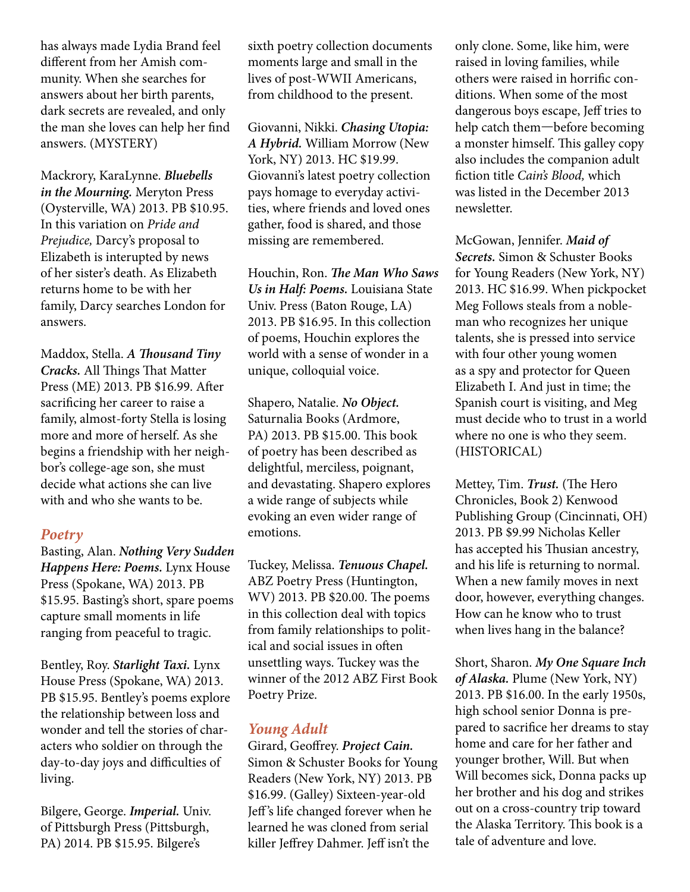has always made Lydia Brand feel different from her Amish community. When she searches for answers about her birth parents, dark secrets are revealed, and only the man she loves can help her find answers. (MYSTERY)

Mackrory, KaraLynne. ***Bluebells in the Mourning.*** Meryton Press (Oysterville, WA) 2013. PB $10.95. In this variation on *Pride and Prejudice,* Darcy's proposal to Elizabeth is interupted by news of her sister's death. As Elizabeth returns home to be with her family, Darcy searches London for answers.

Maddox, Stella. ***A Thousand Tiny Cracks.*** All Things That Matter Press (ME) 2013. PB $16.99. After sacrificing her career to raise a family, almost-forty Stella is losing more and more of herself. As she begins a friendship with her neighbor's college-age son, she must decide what actions she can live with and who she wants to be.

## *Poetry*

Basting, Alan. ***Nothing Very Sudden Happens Here: Poems.*** Lynx House Press (Spokane, WA) 2013. PB $15.95. Basting's short, spare poems capture small moments in life ranging from peaceful to tragic.

Bentley, Roy. ***Starlight Taxi.*** Lynx House Press (Spokane, WA) 2013. PB $15.95. Bentley's poems explore the relationship between loss and wonder and tell the stories of characters who soldier on through the day-to-day joys and difficulties of living.

Bilgere, George. ***Imperial.*** Univ. of Pittsburgh Press (Pittsburgh, PA) 2014. PB $15.95. Bilgere's sixth poetry collection documents moments large and small in the lives of post-WWII Americans, from childhood to the present.

Giovanni, Nikki. ***Chasing Utopia: A Hybrid.*** William Morrow (New York, NY) 2013. HC $19.99. Giovanni's latest poetry collection pays homage to everyday activities, where friends and loved ones gather, food is shared, and those missing are remembered.

Houchin, Ron. ***The Man Who Saws Us in Half: Poems.*** Louisiana State Univ. Press (Baton Rouge, LA) 2013. PB $16.95. In this collection of poems, Houchin explores the world with a sense of wonder in a unique, colloquial voice.

Shapero, Natalie. ***No Object.*** Saturnalia Books (Ardmore, PA) 2013. PB $15.00. This book of poetry has been described as delightful, merciless, poignant, and devastating. Shapero explores a wide range of subjects while evoking an even wider range of emotions.

Tuckey, Melissa. ***Tenuous Chapel.*** ABZ Poetry Press (Huntington, WV) 2013. PB $20.00. The poems in this collection deal with topics from family relationships to political and social issues in often unsettling ways. Tuckey was the winner of the 2012 ABZ First Book Poetry Prize.

## *Young Adult*

Girard, Geoffrey. ***Project Cain.*** Simon & Schuster Books for Young Readers (New York, NY) 2013. PB $16.99. (Galley) Sixteen-year-old Jeff's life changed forever when he learned he was cloned from serial killer Jeffrey Dahmer. Jeff isn't the only clone. Some, like him, were raised in loving families, while others were raised in horrific conditions. When some of the most dangerous boys escape, Jeff tries to help catch them—before becoming a monster himself. This galley copy also includes the companion adult fiction title *Cain's Blood,* which was listed in the December 2013 newsletter.

McGowan, Jennifer. ***Maid of Secrets.*** Simon & Schuster Books for Young Readers (New York, NY) 2013. HC $16.99. When pickpocket Meg Follows steals from a nobleman who recognizes her unique talents, she is pressed into service with four other young women as a spy and protector for Queen Elizabeth I. And just in time; the Spanish court is visiting, and Meg must decide who to trust in a world where no one is who they seem. (HISTORICAL)

Mettey, Tim. ***Trust.*** (The Hero Chronicles, Book 2) Kenwood Publishing Group (Cincinnati, OH) 2013. PB $9.99 Nicholas Keller has accepted his Thusian ancestry, and his life is returning to normal. When a new family moves in next door, however, everything changes. How can he know who to trust when lives hang in the balance?

Short, Sharon. ***My One Square Inch of Alaska.*** Plume (New York, NY) 2013. PB $16.00. In the early 1950s, high school senior Donna is prepared to sacrifice her dreams to stay home and care for her father and younger brother, Will. But when Will becomes sick, Donna packs up her brother and his dog and strikes out on a cross-country trip toward the Alaska Territory. This book is a tale of adventure and love.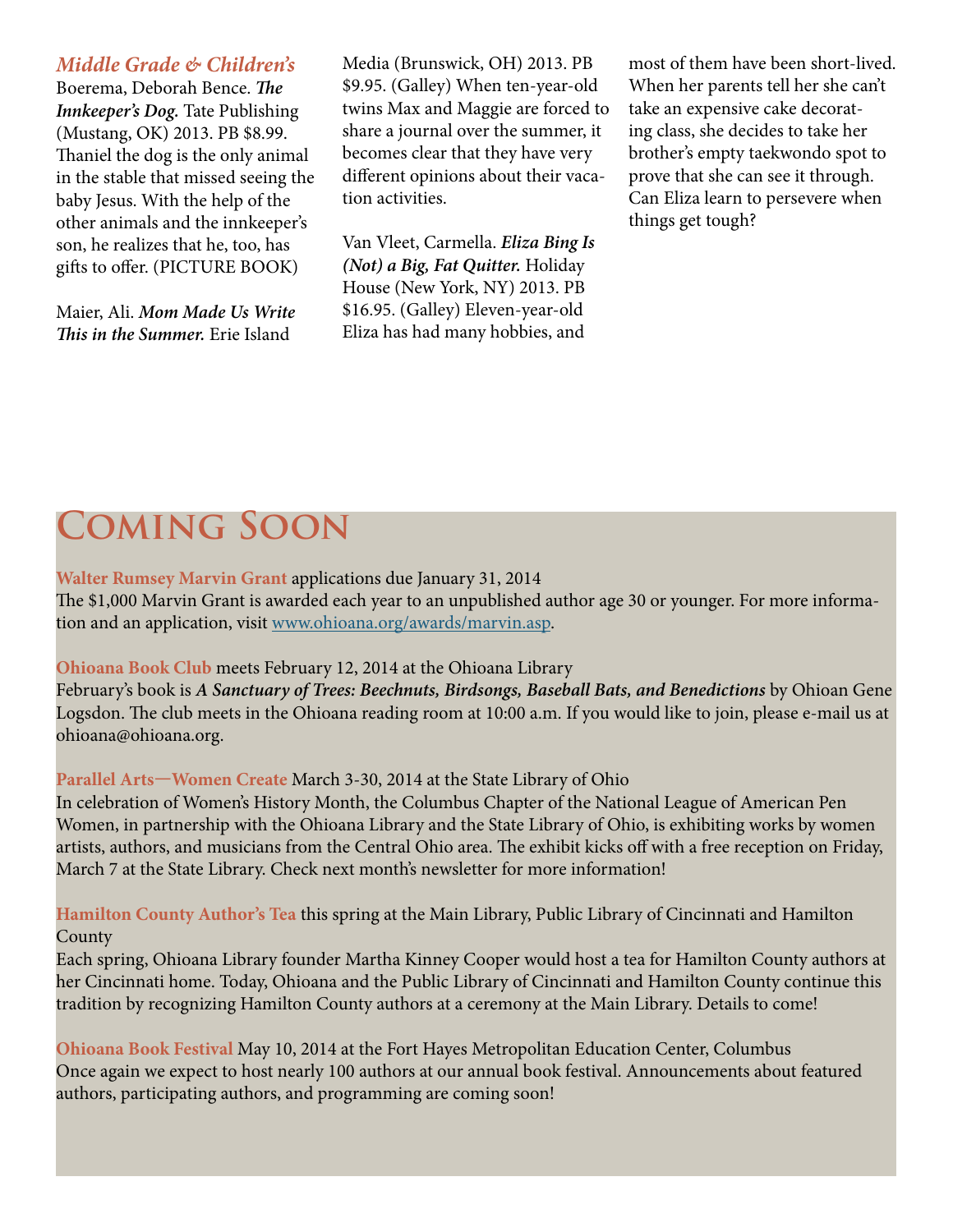### *Middle Grade & Children's*

Boerema, Deborah Bence. ***The Innkeeper's Dog.*** Tate Publishing (Mustang, OK) 2013. PB $8.99. Thaniel the dog is the only animal in the stable that missed seeing the baby Jesus. With the help of the other animals and the innkeeper's son, he realizes that he, too, has gifts to offer. (PICTURE BOOK)

Maier, Ali. ***Mom Made Us Write This in the Summer.*** Erie Island Media (Brunswick, OH) 2013. PB $9.95. (Galley) When ten-year-old twins Max and Maggie are forced to share a journal over the summer, it becomes clear that they have very different opinions about their vacation activities.

Van Vleet, Carmella. ***Eliza Bing Is (Not) a Big, Fat Quitter.*** Holiday House (New York, NY) 2013. PB $16.95. (Galley) Eleven-year-old Eliza has had many hobbies, and most of them have been short-lived. When her parents tell her she can't take an expensive cake decorating class, she decides to take her brother's empty taekwondo spot to prove that she can see it through. Can Eliza learn to persevere when things get tough?

# Coming Soon

**Walter Rumsey Marvin Grant** applications due January 31, 2014
The $1,000 Marvin Grant is awarded each year to an unpublished author age 30 or younger. For more information and an application, visit www.ohioana.org/awards/marvin.asp.

**Ohioana Book Club** meets February 12, 2014 at the Ohioana Library
February's book is ***A Sanctuary of Trees: Beechnuts, Birdsongs, Baseball Bats, and Benedictions*** by Ohioan Gene Logsdon. The club meets in the Ohioana reading room at 10:00 a.m. If you would like to join, please e-mail us at ohioana@ohioana.org.

**Parallel Arts—Women Create** March 3-30, 2014 at the State Library of Ohio
In celebration of Women's History Month, the Columbus Chapter of the National League of American Pen Women, in partnership with the Ohioana Library and the State Library of Ohio, is exhibiting works by women artists, authors, and musicians from the Central Ohio area. The exhibit kicks off with a free reception on Friday, March 7 at the State Library. Check next month's newsletter for more information!

**Hamilton County Author's Tea** this spring at the Main Library, Public Library of Cincinnati and Hamilton County
Each spring, Ohioana Library founder Martha Kinney Cooper would host a tea for Hamilton County authors at her Cincinnati home. Today, Ohioana and the Public Library of Cincinnati and Hamilton County continue this tradition by recognizing Hamilton County authors at a ceremony at the Main Library. Details to come!

**Ohioana Book Festival** May 10, 2014 at the Fort Hayes Metropolitan Education Center, Columbus
Once again we expect to host nearly 100 authors at our annual book festival. Announcements about featured authors, participating authors, and programming are coming soon!